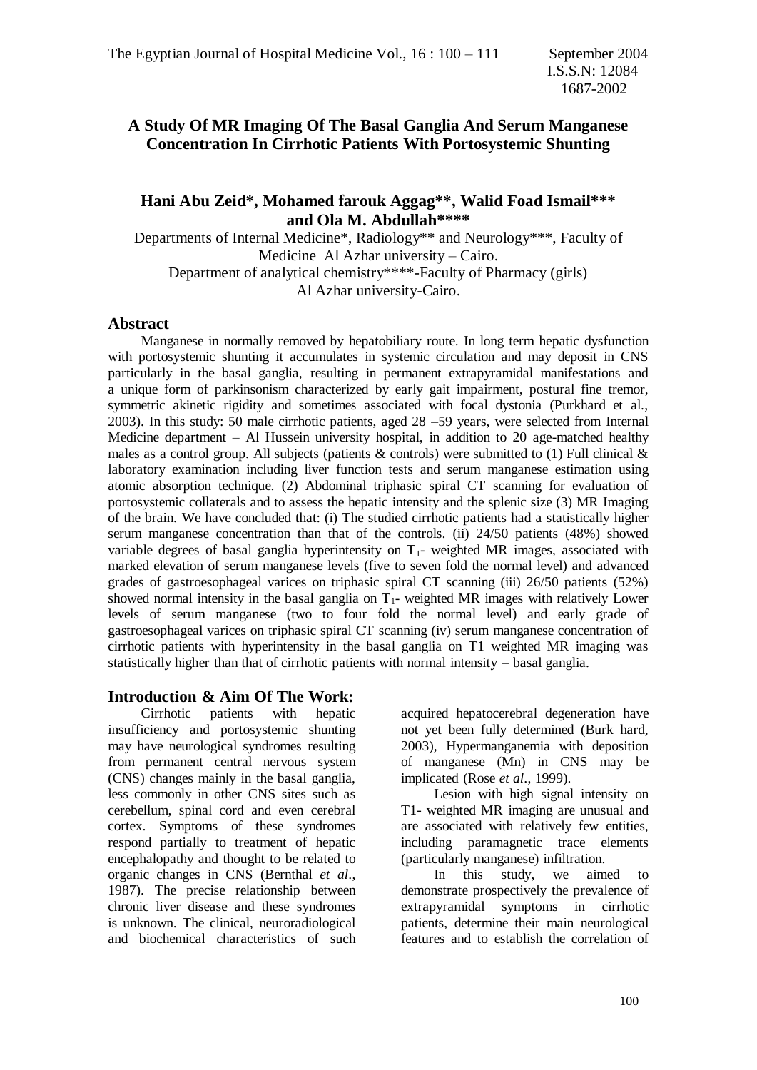# A Study Of MR Imaging Of The Basal Ganglia And Serum Manganese Concentration In Cirrhotic Patients With Portosystemic Shunting

**Hani Abu Zeid\*, Mohamed farouk Aggag\*\*, Walid Foad Ismail\*\*\* and Ola M. Abdullah\*\*\*\***

Departments of Internal Medicine\*, Radiology\*\* and Neurology\*\*\*, Faculty of Medicine Al Azhar university – Cairo.
Department of analytical chemistry\*\*\*\*-Faculty of Pharmacy (girls) Al Azhar university-Cairo.

## Abstract

Manganese in normally removed by hepatobiliary route. In long term hepatic dysfunction with portosystemic shunting it accumulates in systemic circulation and may deposit in CNS particularly in the basal ganglia, resulting in permanent extrapyramidal manifestations and a unique form of parkinsonism characterized by early gait impairment, postural fine tremor, symmetric akinetic rigidity and sometimes associated with focal dystonia (Purkhard et al., 2003). In this study: 50 male cirrhotic patients, aged 28 –59 years, were selected from Internal Medicine department – Al Hussein university hospital, in addition to 20 age-matched healthy males as a control group. All subjects (patients & controls) were submitted to (1) Full clinical & laboratory examination including liver function tests and serum manganese estimation using atomic absorption technique. (2) Abdominal triphasic spiral CT scanning for evaluation of portosystemic collaterals and to assess the hepatic intensity and the splenic size (3) MR Imaging of the brain. We have concluded that: (i) The studied cirrhotic patients had a statistically higher serum manganese concentration than that of the controls. (ii) 24/50 patients (48%) showed variable degrees of basal ganglia hyperintensity on $T_1$- weighted MR images, associated with marked elevation of serum manganese levels (five to seven fold the normal level) and advanced grades of gastroesophageal varices on triphasic spiral CT scanning (iii) 26/50 patients (52%) showed normal intensity in the basal ganglia on $T_1$- weighted MR images with relatively Lower levels of serum manganese (two to four fold the normal level) and early grade of gastroesophageal varices on triphasic spiral CT scanning (iv) serum manganese concentration of cirrhotic patients with hyperintensity in the basal ganglia on T1 weighted MR imaging was statistically higher than that of cirrhotic patients with normal intensity – basal ganglia.

## Introduction & Aim Of The Work:

Cirrhotic patients with hepatic insufficiency and portosystemic shunting may have neurological syndromes resulting from permanent central nervous system (CNS) changes mainly in the basal ganglia, less commonly in other CNS sites such as cerebellum, spinal cord and even cerebral cortex. Symptoms of these syndromes respond partially to treatment of hepatic encephalopathy and thought to be related to organic changes in CNS (Bernthal *et al*., 1987). The precise relationship between chronic liver disease and these syndromes is unknown. The clinical, neuroradiological and biochemical characteristics of such acquired hepatocerebral degeneration have not yet been fully determined (Burk hard, 2003), Hypermanganemia with deposition of manganese (Mn) in CNS may be implicated (Rose *et al*., 1999).

Lesion with high signal intensity on T1- weighted MR imaging are unusual and are associated with relatively few entities, including paramagnetic trace elements (particularly manganese) infiltration.

In this study, we aimed to demonstrate prospectively the prevalence of extrapyramidal symptoms in cirrhotic patients, determine their main neurological features and to establish the correlation of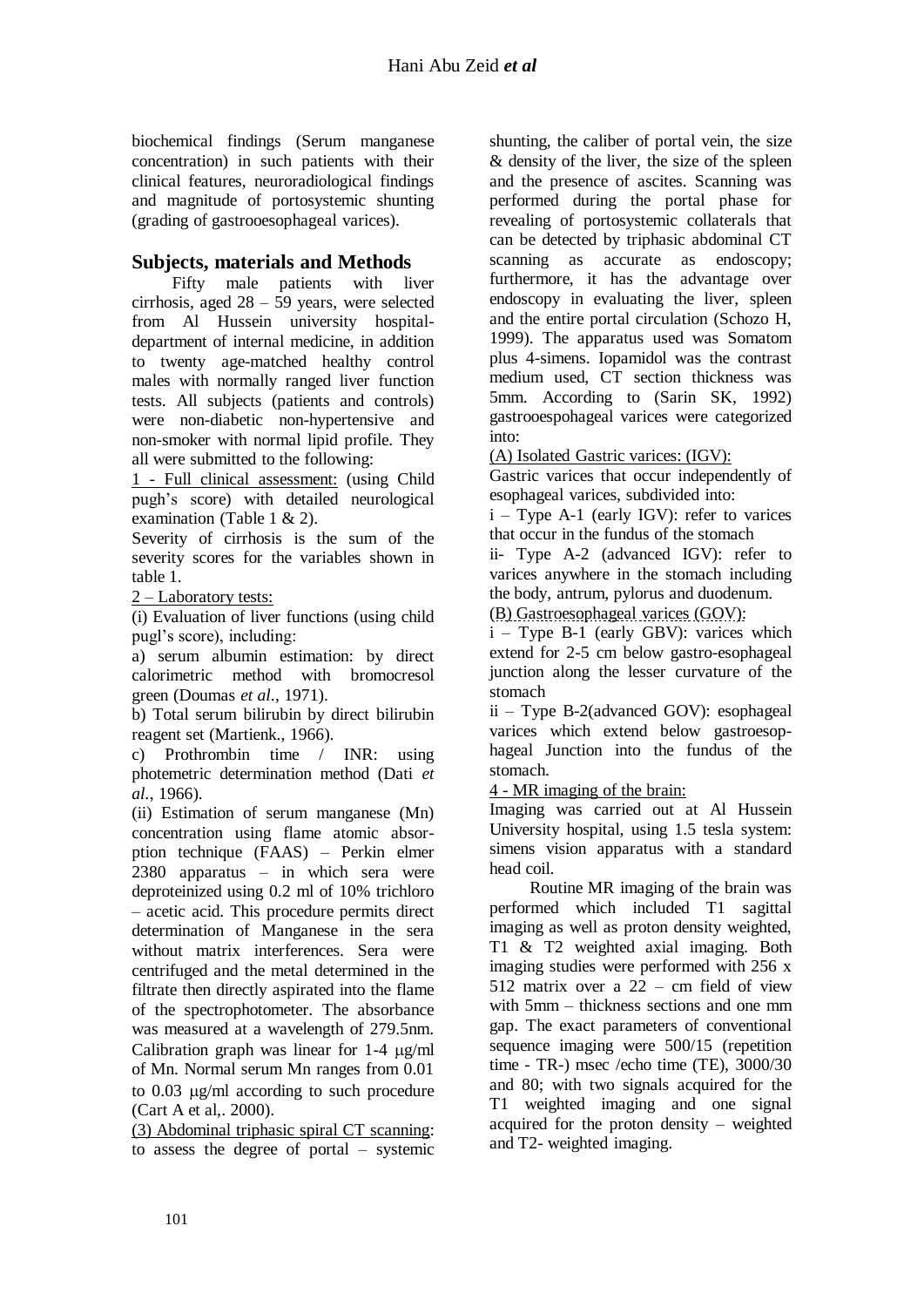biochemical findings (Serum manganese concentration) in such patients with their clinical features, neuroradiological findings and magnitude of portosystemic shunting (grading of gastrooesophageal varices).

## Subjects, materials and Methods

Fifty male patients with liver cirrhosis, aged 28 – 59 years, were selected from Al Hussein university hospital-department of internal medicine, in addition to twenty age-matched healthy control males with normally ranged liver function tests. All subjects (patients and controls) were non-diabetic non-hypertensive and non-smoker with normal lipid profile. They all were submitted to the following:

1 - Full clinical assessment: (using Child pugh's score) with detailed neurological examination (Table 1 & 2).

Severity of cirrhosis is the sum of the severity scores for the variables shown in table 1.

2 – Laboratory tests:

(i) Evaluation of liver functions (using child pugl's score), including:

a) serum albumin estimation: by direct calorimetric method with bromocresol green (Doumas *et al.*, 1971).

b) Total serum bilirubin by direct bilirubin reagent set (Martienk., 1966).

c) Prothrombin time / INR: using photemetric determination method (Dati *et al.*, 1966).

(ii) Estimation of serum manganese (Mn) concentration using flame atomic absorption technique (FAAS) – Perkin elmer 2380 apparatus – in which sera were deproteinized using 0.2 ml of 10% trichloro – acetic acid. This procedure permits direct determination of Manganese in the sera without matrix interferences. Sera were centrifuged and the metal determined in the filtrate then directly aspirated into the flame of the spectrophotometer. The absorbance was measured at a wavelength of 279.5nm. Calibration graph was linear for 1-4 μg/ml of Mn. Normal serum Mn ranges from 0.01 to 0.03 μg/ml according to such procedure (Cart A et al,. 2000).

(3) Abdominal triphasic spiral CT scanning: to assess the degree of portal – systemic shunting, the caliber of portal vein, the size & density of the liver, the size of the spleen and the presence of ascites. Scanning was performed during the portal phase for revealing of portosystemic collaterals that can be detected by triphasic abdominal CT scanning as accurate as endoscopy; furthermore, it has the advantage over endoscopy in evaluating the liver, spleen and the entire portal circulation (Schozo H, 1999). The apparatus used was Somatom plus 4-simens. Iopamidol was the contrast medium used, CT section thickness was 5mm. According to (Sarin SK, 1992) gastrooespohageal varices were categorized into:

(A) Isolated Gastric varices: (IGV):

Gastric varices that occur independently of esophageal varices, subdivided into:

i – Type A-1 (early IGV): refer to varices that occur in the fundus of the stomach

ii- Type A-2 (advanced IGV): refer to varices anywhere in the stomach including the body, antrum, pylorus and duodenum.

(B) Gastroesophageal varices (GOV):

i – Type B-1 (early GBV): varices which extend for 2-5 cm below gastro-esophageal junction along the lesser curvature of the stomach

ii – Type B-2(advanced GOV): esophageal varices which extend below gastroesophageal Junction into the fundus of the stomach.

4 - MR imaging of the brain:

Imaging was carried out at Al Hussein University hospital, using 1.5 tesla system: simens vision apparatus with a standard head coil.

Routine MR imaging of the brain was performed which included T1 sagittal imaging as well as proton density weighted, T1 & T2 weighted axial imaging. Both imaging studies were performed with 256 x 512 matrix over a 22 – cm field of view with 5mm – thickness sections and one mm gap. The exact parameters of conventional sequence imaging were 500/15 (repetition time - TR-) msec /echo time (TE), 3000/30 and 80; with two signals acquired for the T1 weighted imaging and one signal acquired for the proton density – weighted and T2- weighted imaging.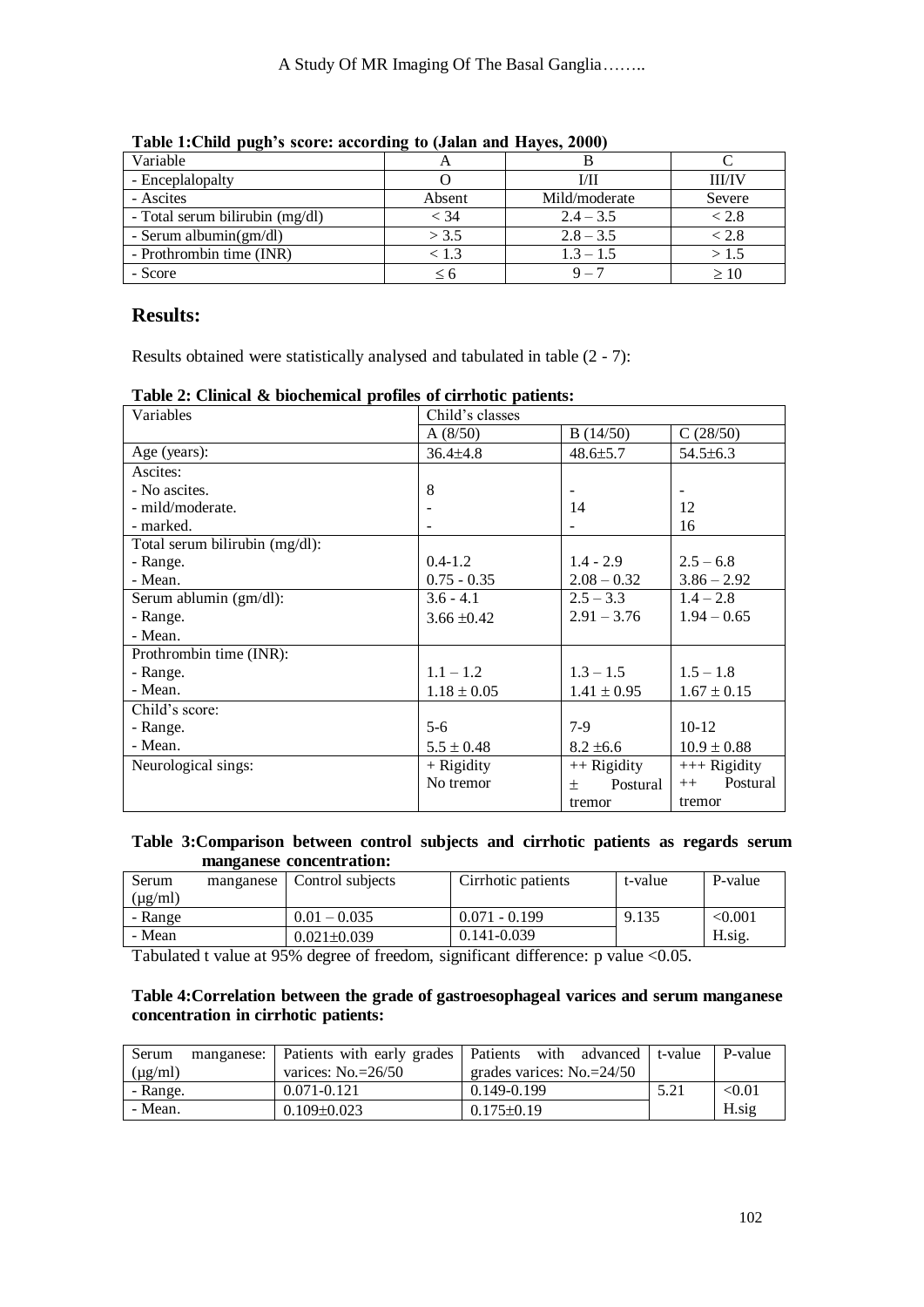**Table 1:Child pugh's score: according to (Jalan and Hayes, 2000)**

| Variable | A | B | C |
|---|---|---|---|
| - Enceplalopalty | O | I/II | III/IV |
| - Ascites | Absent | Mild/moderate | Severe |
| - Total serum bilirubin (mg/dl) | < 34 | 2.4 – 3.5 | < 2.8 |
| - Serum albumin(gm/dl) | > 3.5 | 2.8 – 3.5 | < 2.8 |
| - Prothrombin time (INR) | < 1.3 | 1.3 – 1.5 | > 1.5 |
| - Score | ≤ 6 | 9 – 7 | ≥ 10 |

## Results:

Results obtained were statistically analysed and tabulated in table (2 - 7):

**Table 2: Clinical & biochemical profiles of cirrhotic patients:**

| Variables | Child's classes | | |
|---|---|---|---|
| | A (8/50) | B (14/50) | C (28/50) |
| Age (years): | 36.4±4.8 | 48.6±5.7 | 54.5±6.3 |
| Ascites:<br>- No ascites.<br>- mild/moderate.<br>- marked. | <br>8<br>-<br>- | <br>-<br>14<br>- | <br>-<br>12<br>16 |
| Total serum bilirubin (mg/dl):<br>- Range.<br>- Mean. | <br>0.4-1.2<br>0.75 - 0.35 | <br>1.4 - 2.9<br>2.08 – 0.32 | <br>2.5 – 6.8<br>3.86 – 2.92 |
| Serum ablumin (gm/dl):<br>- Range.<br>- Mean. | 3.6 - 4.1<br>3.66 ±0.42 | 2.5 – 3.3<br>2.91 – 3.76 | 1.4 – 2.8<br>1.94 – 0.65 |
| Prothrombin time (INR):<br>- Range.<br>- Mean. | <br>1.1 – 1.2<br>1.18 ± 0.05 | <br>1.3 – 1.5<br>1.41 ± 0.95 | <br>1.5 – 1.8<br>1.67 ± 0.15 |
| Child's score:<br>- Range.<br>- Mean. | <br>5-6<br>5.5 ± 0.48 | <br>7-9<br>8.2 ±6.6 | <br>10-12<br>10.9 ± 0.88 |
| Neurological sings: | + Rigidity<br>No tremor | ++ Rigidity<br>± Postural tremor | +++ Rigidity<br>++ Postural tremor |

**Table 3:Comparison between control subjects and cirrhotic patients as regards serum manganese concentration:**

| Serum manganese (μg/ml) | Control subjects | Cirrhotic patients | t-value | P-value |
|---|---|---|---|---|
| - Range | 0.01 – 0.035 | 0.071 - 0.199 | 9.135 | <0.001 |
| - Mean | 0.021±0.039 | 0.141-0.039 | | H.sig. |

Tabulated t value at 95% degree of freedom, significant difference: p value <0.05.

**Table 4:Correlation between the grade of gastroesophageal varices and serum manganese concentration in cirrhotic patients:**

| Serum manganese: (μg/ml) | Patients with early grades varices: No.=26/50 | Patients with advanced grades varices: No.=24/50 | t-value | P-value |
|---|---|---|---|---|
| - Range. | 0.071-0.121 | 0.149-0.199 | 5.21 | <0.01 |
| - Mean. | 0.109±0.023 | 0.175±0.19 | | H.sig |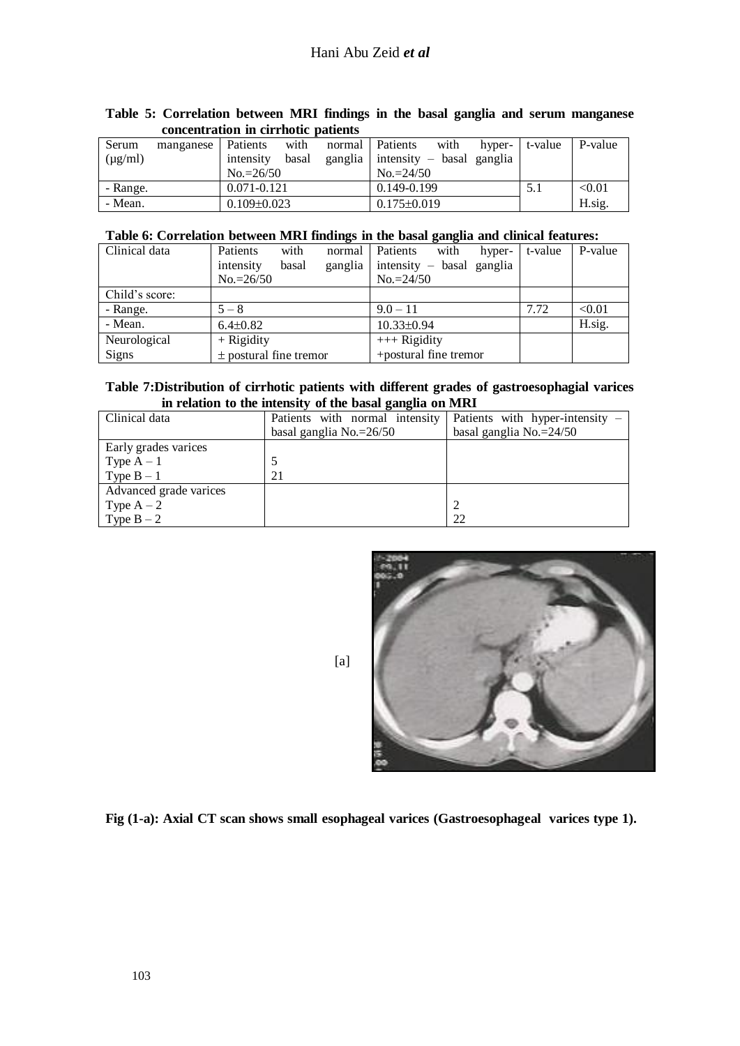**Table 5: Correlation between MRI findings in the basal ganglia and serum manganese concentration in cirrhotic patients**

| Serum manganese (µg/ml) | Patients with normal intensity basal ganglia No.=26/50 | Patients with hyper-intensity – basal ganglia No.=24/50 | t-value | P-value |
|---|---|---|---|---|
| - Range. | 0.071-0.121 | 0.149-0.199 | 5.1 | <0.01 |
| - Mean. | 0.109±0.023 | 0.175±0.019 | | H.sig. |

**Table 6: Correlation between MRI findings in the basal ganglia and clinical features:**

| Clinical data | Patients with normal intensity basal ganglia No.=26/50 | Patients with hyper-intensity – basal ganglia No.=24/50 | t-value | P-value |
|---|---|---|---|---|
| Child's score: | | | | |
| - Range. | 5 – 8 | 9.0 – 11 | 7.72 | <0.01 |
| - Mean. | 6.4±0.82 | 10.33±0.94 | | H.sig. |
| Neurological Signs | + Rigidity<br>± postural fine tremor | +++ Rigidity<br>+postural fine tremor | | |

**Table 7:Distribution of cirrhotic patients with different grades of gastroesophagial varices in relation to the intensity of the basal ganglia on MRI**

| Clinical data | Patients with normal intensity basal ganglia No.=26/50 | Patients with hyper-intensity – basal ganglia No.=24/50 |
|---|---|---|
| Early grades varices | | |
| Type A – 1 | 5 | |
| Type B – 1 | 21 | |
| Advanced grade varices | | |
| Type A – 2 | | 2 |
| Type B – 2 | | 22 |

[a]

**Fig (1-a): Axial CT scan shows small esophageal varices (Gastroesophageal varices type 1).**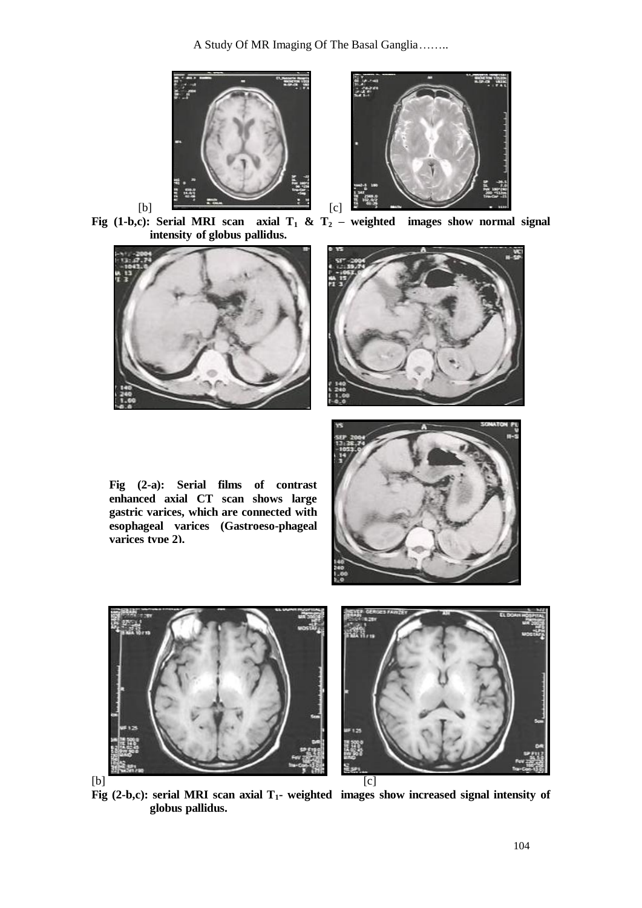[b] [c]

**Fig (1-b,c): Serial MRI scan axial $T_1$ & $T_2$ – weighted images show normal signal intensity of globus pallidus.**

**Fig (2-a): Serial films of contrast enhanced axial CT scan shows large gastric varices, which are connected with esophageal varices (Gastroeso-phageal varices type 2).**

[b] [c]

**Fig (2-b,c): serial MRI scan axial $T_1$- weighted images show increased signal intensity of globus pallidus.**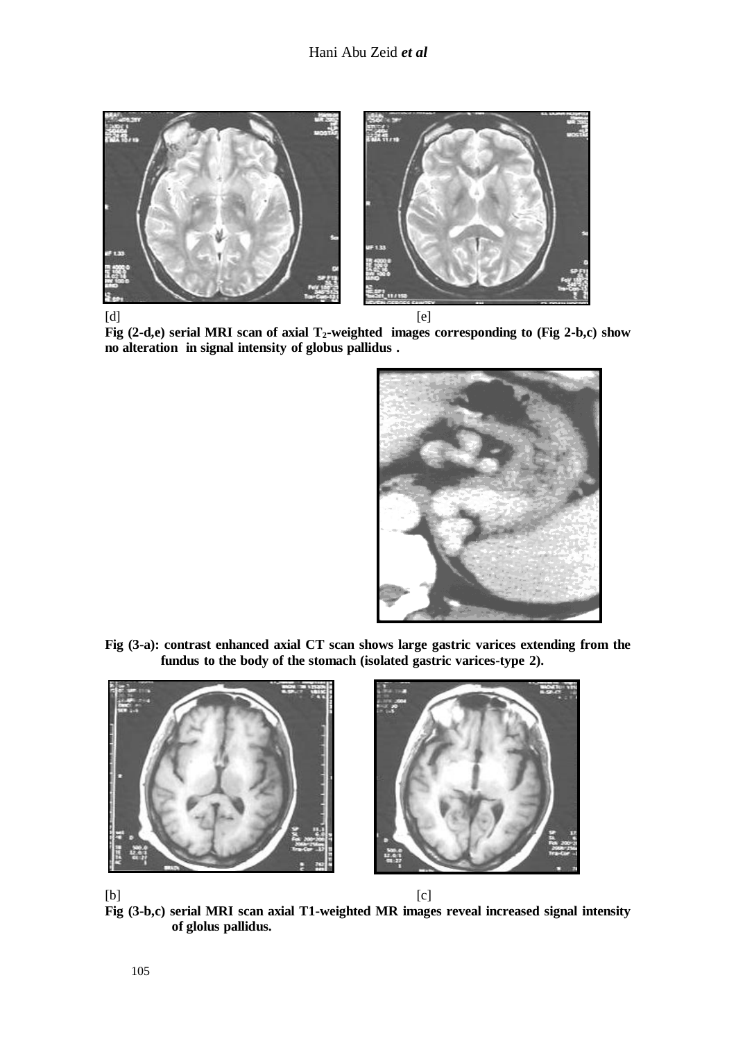[d] [e]

**Fig (2-d,e) serial MRI scan of axial $T_2$-weighted images corresponding to (Fig 2-b,c) show no alteration in signal intensity of globus pallidus .**

**Fig (3-a): contrast enhanced axial CT scan shows large gastric varices extending from the fundus to the body of the stomach (isolated gastric varices-type 2).**

[b] [c]

**Fig (3-b,c) serial MRI scan axial T1-weighted MR images reveal increased signal intensity of glolus pallidus.**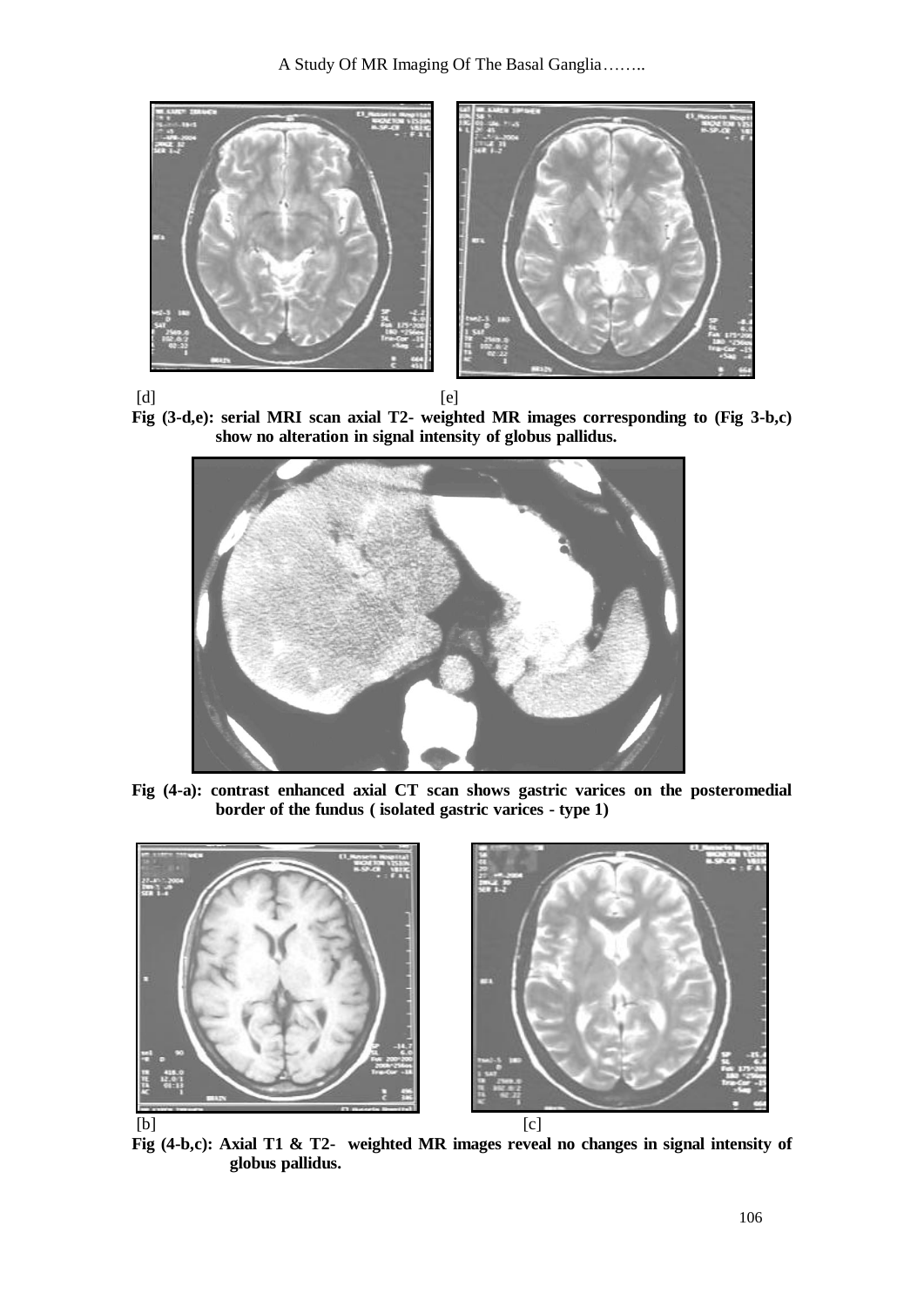[d] [e]

**Fig (3-d,e): serial MRI scan axial T2- weighted MR images corresponding to (Fig 3-b,c) show no alteration in signal intensity of globus pallidus.**

**Fig (4-a): contrast enhanced axial CT scan shows gastric varices on the posteromedial border of the fundus ( isolated gastric varices - type 1)**

[b] [c]

**Fig (4-b,c): Axial T1 & T2- weighted MR images reveal no changes in signal intensity of globus pallidus.**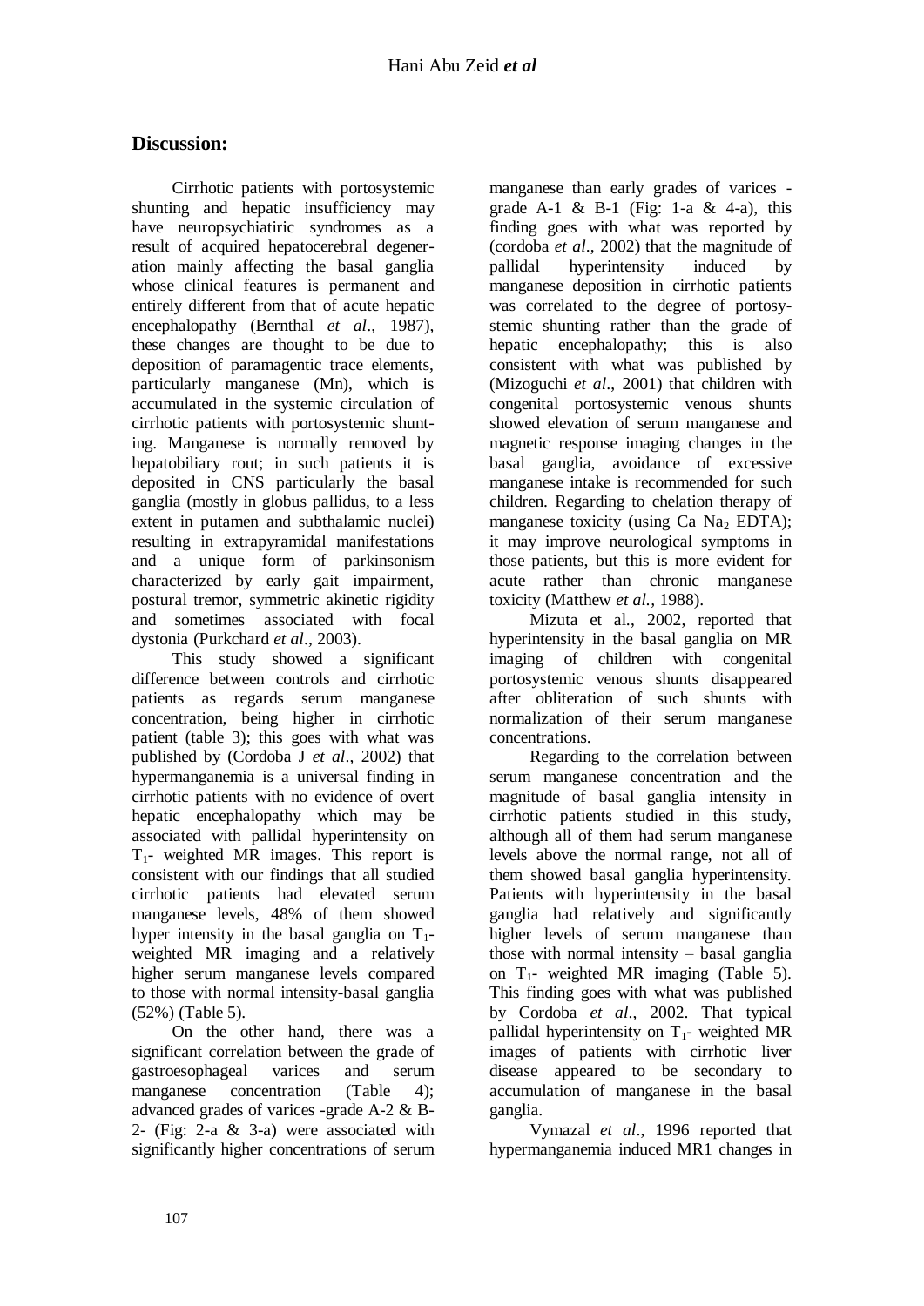## Discussion:

Cirrhotic patients with portosystemic shunting and hepatic insufficiency may have neuropsychiatiric syndromes as a result of acquired hepatocerebral degeneration mainly affecting the basal ganglia whose clinical features is permanent and entirely different from that of acute hepatic encephalopathy (Bernthal *et al*., 1987), these changes are thought to be due to deposition of paramagentic trace elements, particularly manganese (Mn), which is accumulated in the systemic circulation of cirrhotic patients with portosystemic shunting. Manganese is normally removed by hepatobiliary rout; in such patients it is deposited in CNS particularly the basal ganglia (mostly in globus pallidus, to a less extent in putamen and subthalamic nuclei) resulting in extrapyramidal manifestations and a unique form of parkinsonism characterized by early gait impairment, postural tremor, symmetric akinetic rigidity and sometimes associated with focal dystonia (Purkchard *et al*., 2003).

This study showed a significant difference between controls and cirrhotic patients as regards serum manganese concentration, being higher in cirrhotic patient (table 3); this goes with what was published by (Cordoba J *et al*., 2002) that hypermanganemia is a universal finding in cirrhotic patients with no evidence of overt hepatic encephalopathy which may be associated with pallidal hyperintensity on $T_1$- weighted MR images. This report is consistent with our findings that all studied cirrhotic patients had elevated serum manganese levels, 48% of them showed hyper intensity in the basal ganglia on $T_1$-weighted MR imaging and a relatively higher serum manganese levels compared to those with normal intensity-basal ganglia (52%) (Table 5).

On the other hand, there was a significant correlation between the grade of gastroesophageal varices and serum manganese concentration (Table 4); advanced grades of varices -grade A-2 & B-2- (Fig: 2-a & 3-a) were associated with significantly higher concentrations of serum manganese than early grades of varices - grade A-1 & B-1 (Fig: 1-a & 4-a), this finding goes with what was reported by (cordoba *et al*., 2002) that the magnitude of pallidal hyperintensity induced by manganese deposition in cirrhotic patients was correlated to the degree of portosystemic shunting rather than the grade of hepatic encephalopathy; this is also consistent with what was published by (Mizoguchi *et al*., 2001) that children with congenital portosystemic venous shunts showed elevation of serum manganese and magnetic response imaging changes in the basal ganglia, avoidance of excessive manganese intake is recommended for such children. Regarding to chelation therapy of manganese toxicity (using Ca $Na_2$ EDTA); it may improve neurological symptoms in those patients, but this is more evident for acute rather than chronic manganese toxicity (Matthew *et al.,* 1988).

Mizuta et al., 2002, reported that hyperintensity in the basal ganglia on MR imaging of children with congenital portosystemic venous shunts disappeared after obliteration of such shunts with normalization of their serum manganese concentrations.

Regarding to the correlation between serum manganese concentration and the magnitude of basal ganglia intensity in cirrhotic patients studied in this study, although all of them had serum manganese levels above the normal range, not all of them showed basal ganglia hyperintensity. Patients with hyperintensity in the basal ganglia had relatively and significantly higher levels of serum manganese than those with normal intensity – basal ganglia on $T_1$- weighted MR imaging (Table 5). This finding goes with what was published by Cordoba *et al*., 2002. That typical pallidal hyperintensity on $T_1$- weighted MR images of patients with cirrhotic liver disease appeared to be secondary to accumulation of manganese in the basal ganglia.

Vymazal *et al*., 1996 reported that hypermanganemia induced MR1 changes in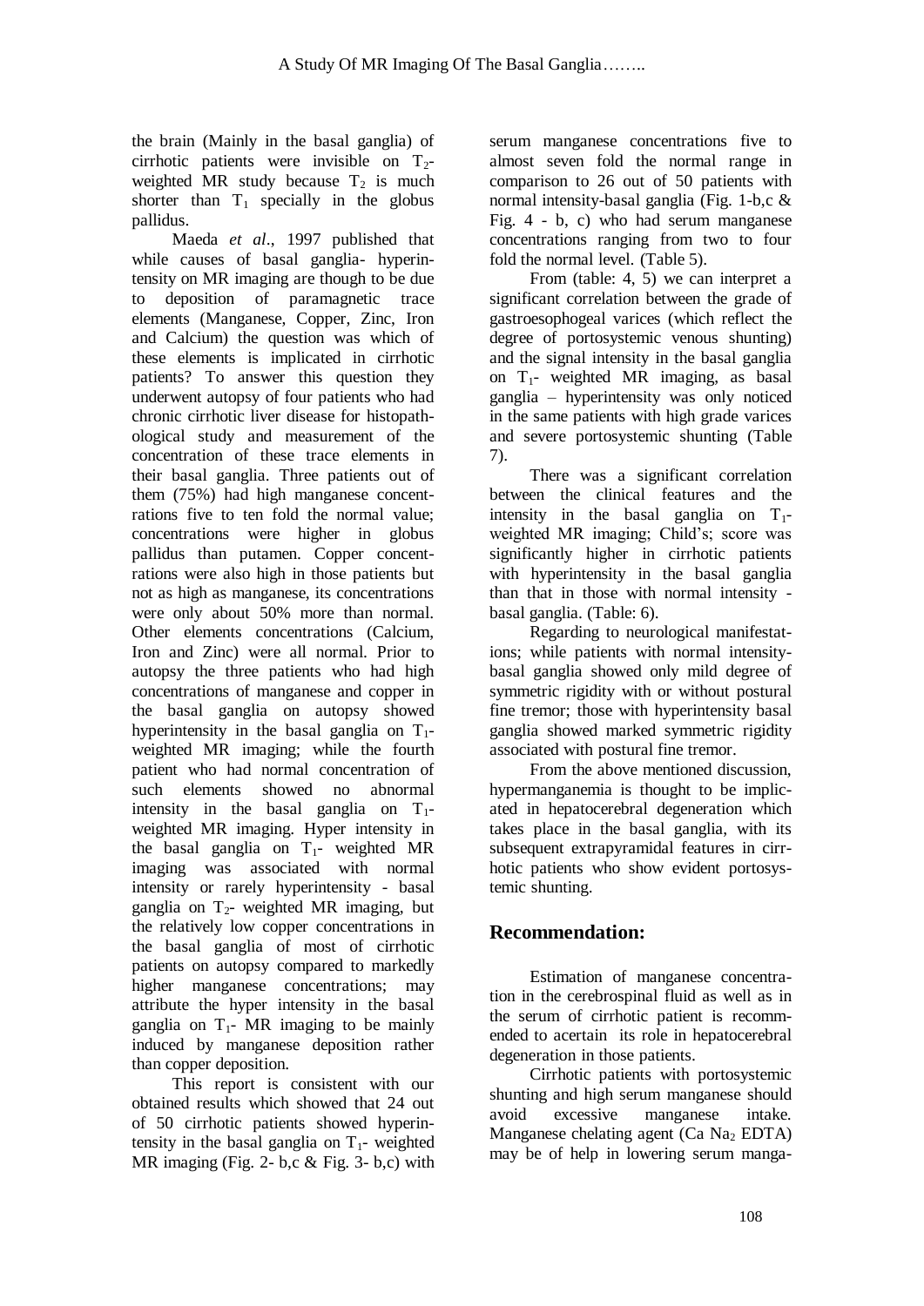the brain (Mainly in the basal ganglia) of cirrhotic patients were invisible on $T_2$-weighted MR study because $T_2$ is much shorter than $T_1$ specially in the globus pallidus.

Maeda *et al*., 1997 published that while causes of basal ganglia- hyperintensity on MR imaging are though to be due to deposition of paramagnetic trace elements (Manganese, Copper, Zinc, Iron and Calcium) the question was which of these elements is implicated in cirrhotic patients? To answer this question they underwent autopsy of four patients who had chronic cirrhotic liver disease for histopathological study and measurement of the concentration of these trace elements in their basal ganglia. Three patients out of them (75%) had high manganese concentrations five to ten fold the normal value; concentrations were higher in globus pallidus than putamen. Copper concentrations were also high in those patients but not as high as manganese, its concentrations were only about 50% more than normal. Other elements concentrations (Calcium, Iron and Zinc) were all normal. Prior to autopsy the three patients who had high concentrations of manganese and copper in the basal ganglia on autopsy showed hyperintensity in the basal ganglia on $T_1$-weighted MR imaging; while the fourth patient who had normal concentration of such elements showed no abnormal intensity in the basal ganglia on $T_1$-weighted MR imaging. Hyper intensity in the basal ganglia on $T_1$- weighted MR imaging was associated with normal intensity or rarely hyperintensity - basal ganglia on $T_2$- weighted MR imaging, but the relatively low copper concentrations in the basal ganglia of most of cirrhotic patients on autopsy compared to markedly higher manganese concentrations; may attribute the hyper intensity in the basal ganglia on $T_1$- MR imaging to be mainly induced by manganese deposition rather than copper deposition.

This report is consistent with our obtained results which showed that 24 out of 50 cirrhotic patients showed hyperintensity in the basal ganglia on $T_1$- weighted MR imaging (Fig. 2- b,c & Fig. 3- b,c) with serum manganese concentrations five to almost seven fold the normal range in comparison to 26 out of 50 patients with normal intensity-basal ganglia (Fig. 1-b,c & Fig. 4 - b, c) who had serum manganese concentrations ranging from two to four fold the normal level. (Table 5).

From (table: 4, 5) we can interpret a significant correlation between the grade of gastroesophogeal varices (which reflect the degree of portosystemic venous shunting) and the signal intensity in the basal ganglia on $T_1$- weighted MR imaging, as basal ganglia – hyperintensity was only noticed in the same patients with high grade varices and severe portosystemic shunting (Table 7).

There was a significant correlation between the clinical features and the intensity in the basal ganglia on $T_1$-weighted MR imaging; Child's; score was significantly higher in cirrhotic patients with hyperintensity in the basal ganglia than that in those with normal intensity - basal ganglia. (Table: 6).

Regarding to neurological manifestations; while patients with normal intensity-basal ganglia showed only mild degree of symmetric rigidity with or without postural fine tremor; those with hyperintensity basal ganglia showed marked symmetric rigidity associated with postural fine tremor.

From the above mentioned discussion, hypermanganemia is thought to be implicated in hepatocerebral degeneration which takes place in the basal ganglia, with its subsequent extrapyramidal features in cirrhotic patients who show evident portosystemic shunting.

## Recommendation:

Estimation of manganese concentration in the cerebrospinal fluid as well as in the serum of cirrhotic patient is recommended to acertain its role in hepatocerebral degeneration in those patients.

Cirrhotic patients with portosystemic shunting and high serum manganese should avoid excessive manganese intake. Manganese chelating agent (Ca $Na_2$ EDTA) may be of help in lowering serum manga-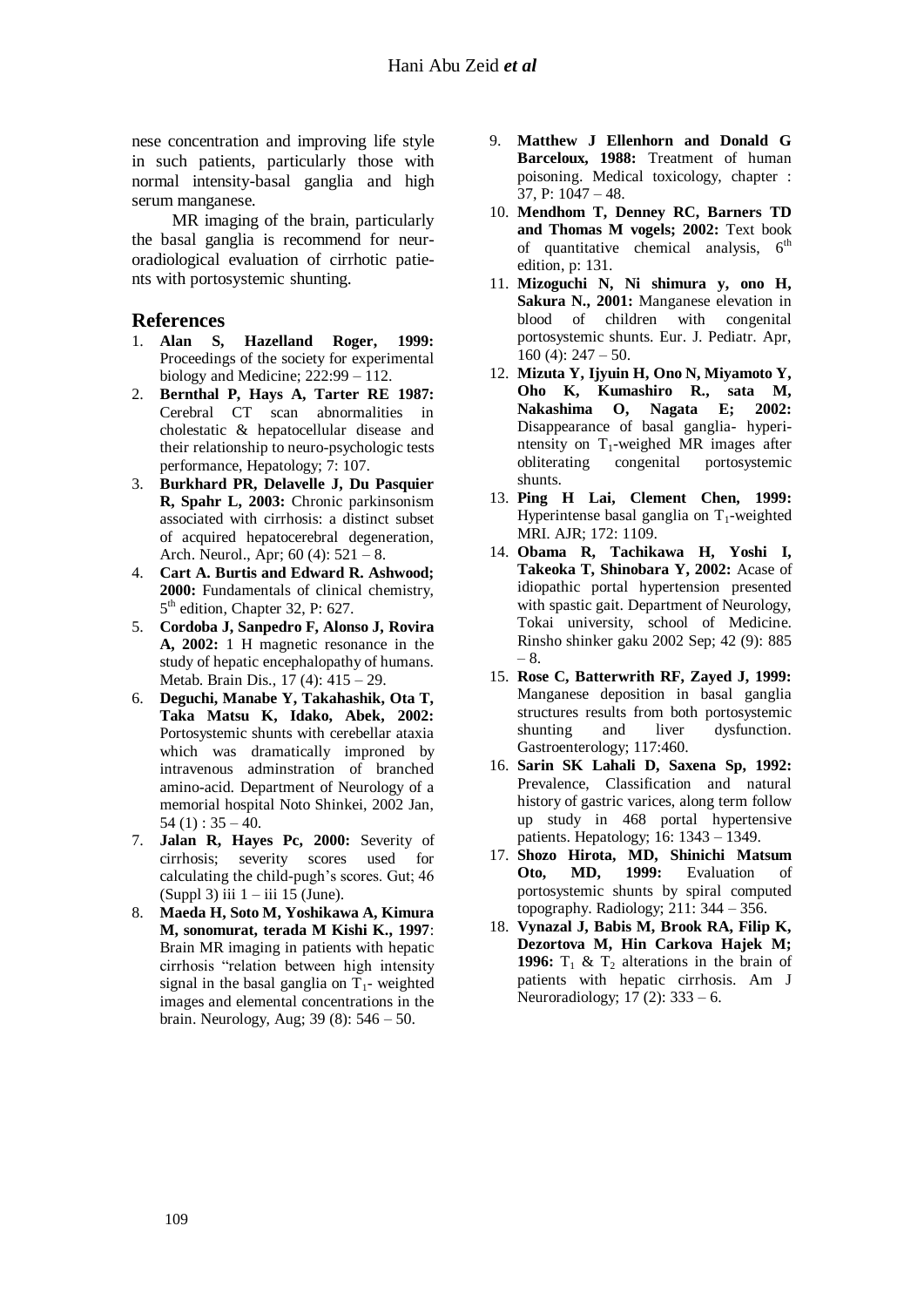nese concentration and improving life style in such patients, particularly those with normal intensity-basal ganglia and high serum manganese.

MR imaging of the brain, particularly the basal ganglia is recommend for neuroradiological evaluation of cirrhotic patients with portosystemic shunting.

## References

1. **Alan S, Hazelland Roger, 1999:** Proceedings of the society for experimental biology and Medicine; 222:99 – 112.
2. **Bernthal P, Hays A, Tarter RE 1987:** Cerebral CT scan abnormalities in cholestatic & hepatocellular disease and their relationship to neuro-psychologic tests performance, Hepatology; 7: 107.
3. **Burkhard PR, Delavelle J, Du Pasquier R, Spahr L, 2003:** Chronic parkinsonism associated with cirrhosis: a distinct subset of acquired hepatocerebral degeneration, Arch. Neurol., Apr; 60 (4): 521 – 8.
4. **Cart A. Burtis and Edward R. Ashwood; 2000:** Fundamentals of clinical chemistry, 5th edition, Chapter 32, P: 627.
5. **Cordoba J, Sanpedro F, Alonso J, Rovira A, 2002:** 1 H magnetic resonance in the study of hepatic encephalopathy of humans. Metab. Brain Dis., 17 (4): 415 – 29.
6. **Deguchi, Manabe Y, Takahashik, Ota T, Taka Matsu K, Idako, Abek, 2002:** Portosystemic shunts with cerebellar ataxia which was dramatically improned by intravenous adminstration of branched amino-acid. Department of Neurology of a memorial hospital Noto Shinkei, 2002 Jan, 54 (1) : 35 – 40.
7. **Jalan R, Hayes Pc, 2000:** Severity of cirrhosis; severity scores used for calculating the child-pugh's scores. Gut; 46 (Suppl 3) iii 1 – iii 15 (June).
8. **Maeda H, Soto M, Yoshikawa A, Kimura M, sonomurat, terada M Kishi K., 1997**: Brain MR imaging in patients with hepatic cirrhosis "relation between high intensity signal in the basal ganglia on $T_1$- weighted images and elemental concentrations in the brain. Neurology, Aug; 39 (8): 546 – 50.
9. **Matthew J Ellenhorn and Donald G Barceloux, 1988:** Treatment of human poisoning. Medical toxicology, chapter : 37, P: 1047 – 48.
10. **Mendhom T, Denney RC, Barners TD and Thomas M vogels; 2002:** Text book of quantitative chemical analysis, 6th edition, p: 131.
11. **Mizoguchi N, Ni shimura y, ono H, Sakura N., 2001:** Manganese elevation in blood of children with congenital portosystemic shunts. Eur. J. Pediatr. Apr, 160 (4): 247 – 50.
12. **Mizuta Y, Ijyuin H, Ono N, Miyamoto Y, Oho K, Kumashiro R., sata M, Nakashima O, Nagata E; 2002:** Disappearance of basal ganglia- hyperintensity on $T_1$-weighed MR images after obliterating congenital portosystemic shunts.
13. **Ping H Lai, Clement Chen, 1999:** Hyperintense basal ganglia on $T_1$-weighted MRI. AJR; 172: 1109.
14. **Obama R, Tachikawa H, Yoshi I, Takeoka T, Shinobara Y, 2002:** Acase of idiopathic portal hypertension presented with spastic gait. Department of Neurology, Tokai university, school of Medicine. Rinsho shinker gaku 2002 Sep; 42 (9): 885 – 8.
15. **Rose C, Batterwrith RF, Zayed J, 1999:** Manganese deposition in basal ganglia structures results from both portosystemic shunting and liver dysfunction. Gastroenterology; 117:460.
16. **Sarin SK Lahali D, Saxena Sp, 1992:** Prevalence, Classification and natural history of gastric varices, along term follow up study in 468 portal hypertensive patients. Hepatology; 16: 1343 – 1349.
17. **Shozo Hirota, MD, Shinichi Matsum Oto, MD, 1999:** Evaluation of portosystemic shunts by spiral computed topography. Radiology; 211: 344 – 356.
18. **Vynazal J, Babis M, Brook RA, Filip K, Dezortova M, Hin Carkova Hajek M; 1996:** $T_1$ & $T_2$ alterations in the brain of patients with hepatic cirrhosis. Am J Neuroradiology; 17 (2): 333 – 6.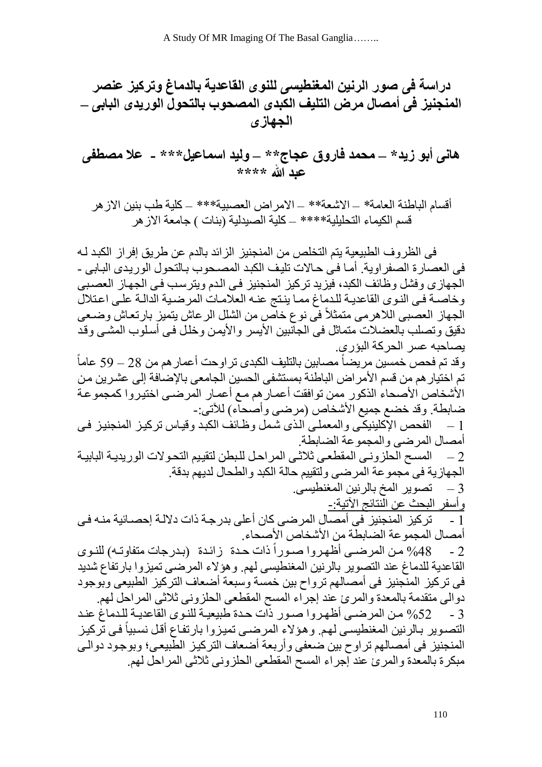# دراسة فى صور الرنين المغنطيسى للنوى القاعدية بالدماغ وتركيز عنصر المنجنيز فى أمصال مرض التليف الكبدى المصحوب بالتحول الوريدى البابى – الجهازى

## هانى أبو زيد* – محمد فاروق عجاج** – وليد اسماعيل*** - علا مصطفى عبد الله ****

أقسام الباطنة العامة* – الاشعة** – الامراض العصبية*** – كلية طب بنين الازهر
قسم الكيماء التحليلية**** – كلية الصيدلية (بنات ) جامعة الازهر

فى الظروف الطبيعية يتم التخلص من المنجنيز الزائد بالدم عن طريق إفراز الكبد لـه فى العصارة الصفراوية. أما فى حالات تليف الكبد المصحوب بالتحول الوريدى البابى - الجهازى وفشل وظائف الكبد، فيزيد تركيز المنجنيز فى الدم ويترسب فى الجهاز العصبى وخاصـة فى النوى القاعدية للدماغ مما ينتج عنه العلامات المرضية الدالة على اعتلال الجهاز العصبى اللاهرمى متمثلاً فى نوع خاص من الشلل الرعاش يتميز بارتعاش وضعى دقيق وتصلب بالعضلات متماثل فى الجانبين الأيسر والأيمن وخلل فى أسلوب المشى وقد يصاحبه عسر الحركة البؤرى.

وقد تم فحص خمسين مريضاً مصابين بالتليف الكبدى تراوحت أعمارهم من 28 – 59 عاماً تم اختيارهم من قسم الأمراض الباطنة بمستشفى الحسين الجامعى بالإضافة إلى عشرين من الأشخاص الأصحاء الذكور ممن توافقت أعمارهم مع أعمار المرضى اختيروا كمجموعة ضابطة. وقد خضع جميع الأشخاص (مرضى وأصحاء) للآتى:-

1 – الفحص الإكلينيكى والمعملى الذى شمل وظائف الكبد وقياس تركيز المنجنيز فى أمصال المرضى والمجموعة الضابطة.

2 – المسح الحلزونى المقطعى ثلاثى المراحل للبطن لتقييم التحولات الوريدية البابية الجهازية فى مجموعة المرضى ولتقييم حالة الكبد والطحال لديهم بدقة.

3 – تصوير المخ بالرنين المغنطيسى.

وأسفر البحث عن النتائج الآتية:-

1 - تركيز المنجنيز فى أمصال المرضى كان أعلى بدرجة ذات دلالة إحصائية منه فى أمصال المجموعة الضابطة من الأشخاص الأصحاء.

2 - 48% من المرضى أظهروا صوراً ذات حدة زائدة (بدرجات متفاوتـه) للنوى القاعدية للدماغ عند التصوير بالرنين المغنطيسى لهم. وهؤلاء المرضى تميزوا بارتفاع شديد فى تركيز المنجنيز فى أمصالهم تروح بين خمسة وسبعة أضعاف التركيز الطبيعى وبوجود دوالى متقدمة بالمعدة والمرئ عند إجراء المسح المقطعى الحلزونى ثلاثى المراحل لهم.

3 - 52% من المرضى أظهروا صور ذات حدة طبيعية للنوى القاعدية للدماغ عند التصوير بالرنين المغنطيسى لهم. وهؤلاء المرضى تميزوا بارتفاع أقل نسبياً فى تركيز المنجنيز فى أمصالهم تراوح بين ضعفى وأربعة أضعاف التركيز الطبيعى؛ وبوجود دوالى مبكرة بالمعدة والمرئ عند إجراء المسح المقطعى الحلزونى ثلاثى المراحل لهم.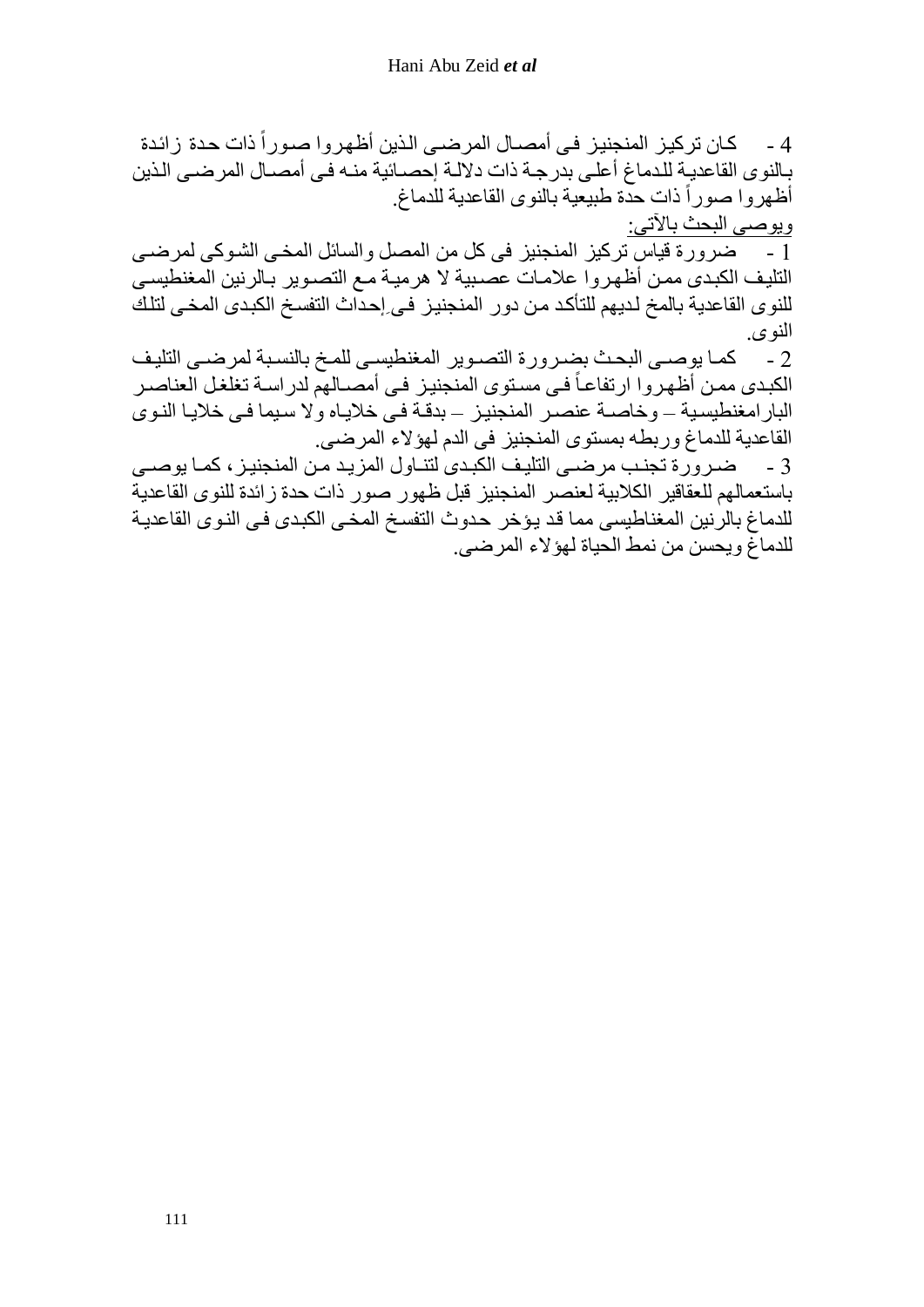4 - كان تركيز المنجنيز فى أمصال المرضى الذين أظهروا صوراً ذات حدة زائدة بالنوى القاعدية للدماغ أعلى بدرجة ذات دلالة إحصائية منه فى أمصال المرضى الذين أظهروا صوراً ذات حدة طبيعية بالنوى القاعدية للدماغ.

ويوصى البحث بالآتى:

1 - ضرورة قياس تركيز المنجنيز فى كل من المصل والسائل المخى الشوكى لمرضى التليف الكبدى ممن أظهروا علامات عصبية لا هرمية مع التصوير بالرنين المغنطيسى للنوى القاعدية بالمخ لديهم للتأكد من دور المنجنيز فى إحداث التفسخ الكبدى المخى لتلك النوى.

2 - كما يوصى البحث بضرورة التصوير المغنطيسى للمخ بالنسبة لمرضى التليف الكبدى ممن أظهروا ارتفاعاً فى مستوى المنجنيز فى أمصالهم لدراسة تغلغل العناصر البارامغنطيسية – وخاصة عنصر المنجنيز – بدقة فى خلاياه ولا سيما فى خلايا النوى القاعدية للدماغ وربطه بمستوى المنجنيز فى الدم لهؤلاء المرضى.

3 - ضرورة تجنب مرضى التليف الكبدى لتناول المزيد من المنجنيز، كما يوصى باستعمالهم للعقاقير الكلابية لعنصر المنجنيز قبل ظهور صور ذات حدة زائدة للنوى القاعدية للدماغ بالرنين المغناطيسى مما قد يؤخر حدوث التفسخ المخى الكبدى فى النوى القاعدية للدماغ ويحسن من نمط الحياة لهؤلاء المرضى.